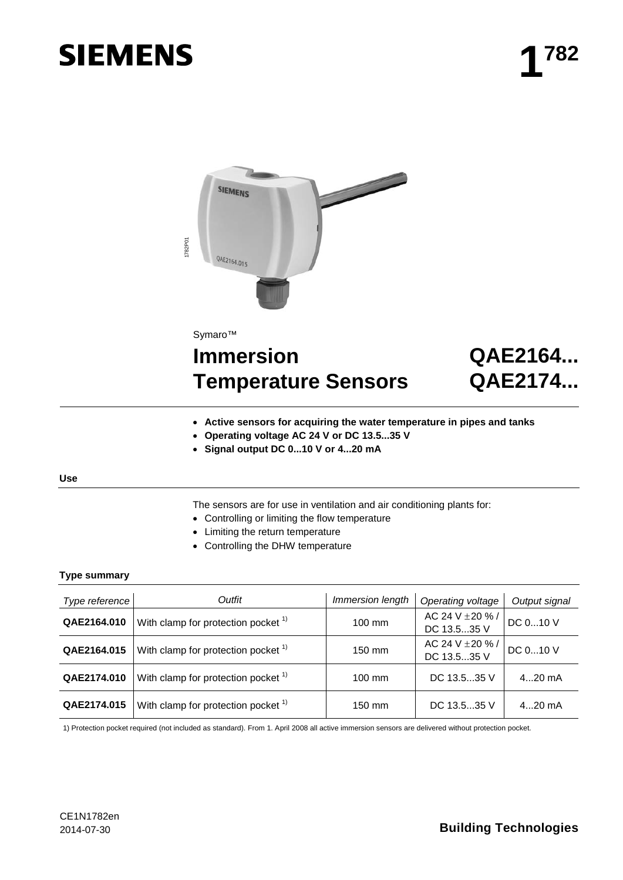# SIEMENS

# 1782

Symaro™

# Immersion Temperature Sensors

# QAE2164... QAE2174...

- **Active sensors for acquiring the water temperature in pipes and tanks**
- **Operating voltage AC 24 V or DC 13.5...35 V**
- **Signal output DC 0...10 V or 4...20 mA**

## Use

The sensors are for use in ventilation and air conditioning plants for:

- Controlling or limiting the flow temperature
- Limiting the return temperature
- Controlling the DHW temperature

## Type summary

| *Type reference* | *Outfit* | *Immersion length* | *Operating voltage* | *Output signal* |
|---|---|---|---|---|
| **QAE2164.010** | With clamp for protection pocket [1) ] | 100 mm | AC 24 V ±20 % / DC 13.5...35 V | DC 0...10 V |
| **QAE2164.015** | With clamp for protection pocket [1) ] | 150 mm | AC 24 V ±20 % / DC 13.5...35 V | DC 0...10 V |
| **QAE2174.010** | With clamp for protection pocket [1) ] | 100 mm | DC 13.5...35 V | 4...20 mA |
| **QAE2174.015** | With clamp for protection pocket [1) ] | 150 mm | DC 13.5...35 V | 4...20 mA |

1) Protection pocket required (not included as standard). From 1. April 2008 all active immersion sensors are delivered without protection pocket.

CE1N1782en
2014-07-30

**Building Technologies**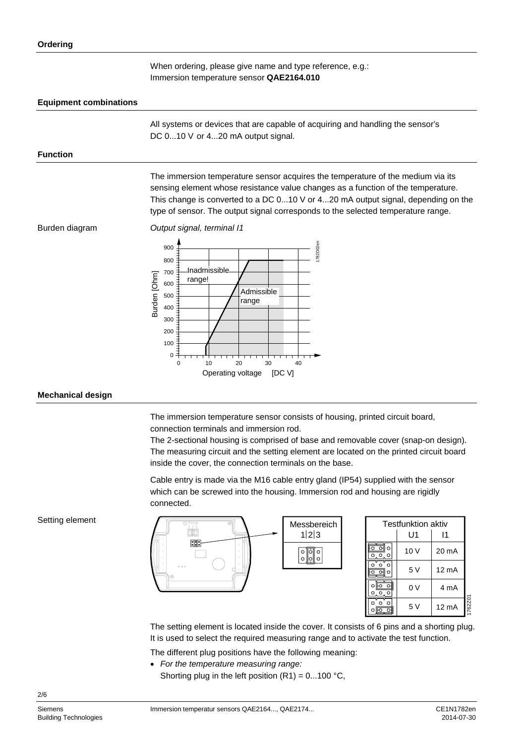## Ordering

When ordering, please give name and type reference, e.g.:
Immersion temperature sensor **QAE2164.010**

## Equipment combinations

All systems or devices that are capable of acquiring and handling the sensor's DC 0...10 V or 4...20 mA output signal.

## Function

The immersion temperature sensor acquires the temperature of the medium via its sensing element whose resistance value changes as a function of the temperature. This change is converted to a DC 0...10 V or 4...20 mA output signal, depending on the type of sensor. The output signal corresponds to the selected temperature range.

Burden diagram

*Output signal, terminal I1*

## Mechanical design

The immersion temperature sensor consists of housing, printed circuit board, connection terminals and immersion rod.
The 2-sectional housing is comprised of base and removable cover (snap-on design). The measuring circuit and the setting element are located on the printed circuit board inside the cover, the connection terminals on the base.

Cable entry is made via the M16 cable entry gland (IP54) supplied with the sensor which can be screwed into the housing. Immersion rod and housing are rigidly connected.

Setting element

Messbereich
1|2|3

| Testfunktion aktiv | U1 | I1 |
|---|---|---|
| | 10 V | 20 mA |
| | 5 V | 12 mA |
| | 0 V | 4 mA |
| | 5 V | 12 mA |

The setting element is located inside the cover. It consists of 6 pins and a shorting plug. It is used to select the required measuring range and to activate the test function.

The different plug positions have the following meaning:

- *For the temperature measuring range:*
  Shorting plug in the left position (R1) = 0...100 °C,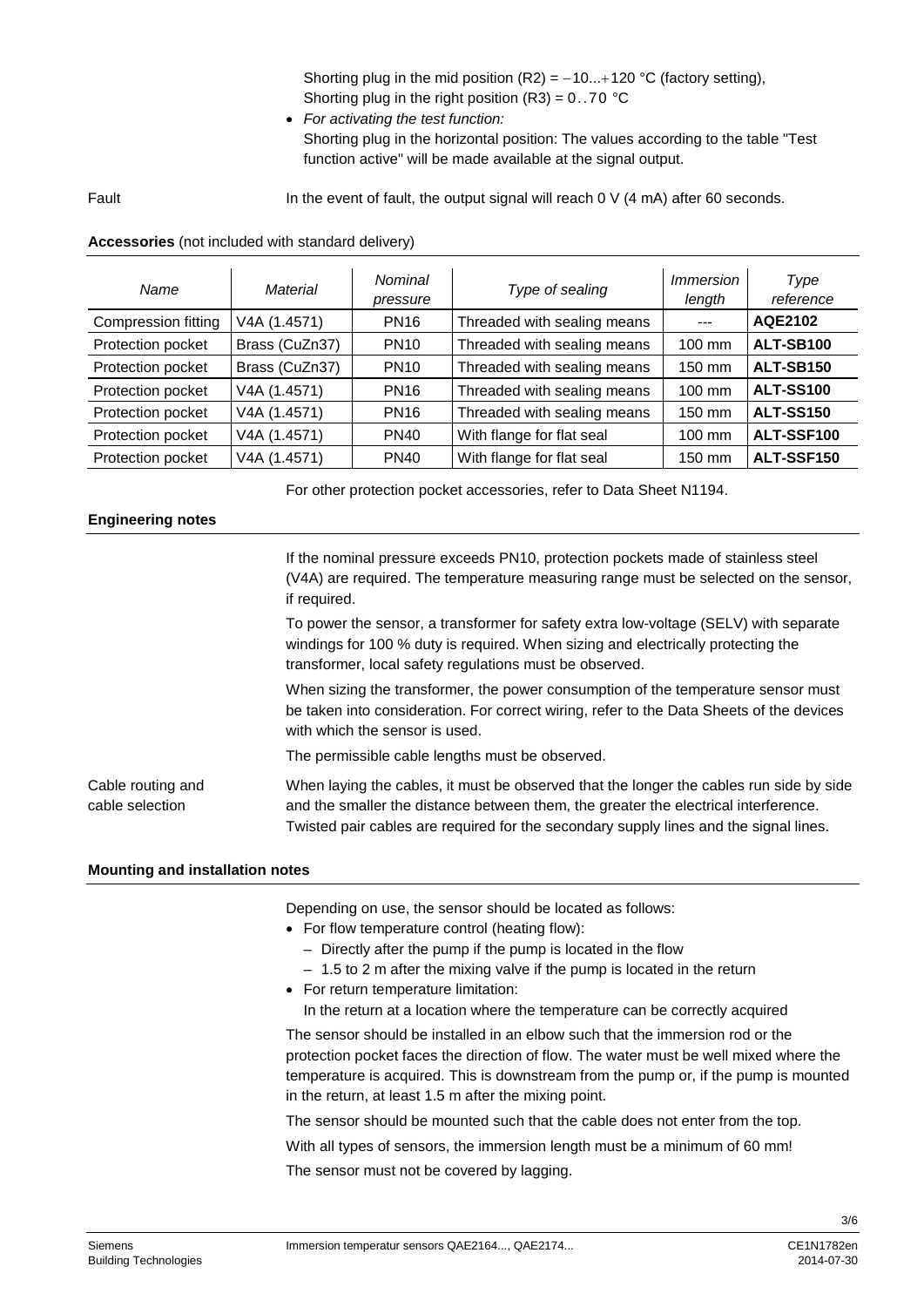Shorting plug in the mid position (R2) = −10...+120 °C (factory setting),
Shorting plug in the right position (R3) = 0..70 °C

- *For activating the test function:*
  Shorting plug in the horizontal position: The values according to the table "Test function active" will be made available at the signal output.

Fault

In the event of fault, the output signal will reach 0 V (4 mA) after 60 seconds.

**Accessories** (not included with standard delivery)

| *Name* | *Material* | *Nominal pressure* | *Type of sealing* | *Immersion length* | *Type reference* |
|---|---|---|---|---|---|
| Compression fitting | V4A (1.4571) | PN16 | Threaded with sealing means | --- | **AQE2102** |
| Protection pocket | Brass (CuZn37) | PN10 | Threaded with sealing means | 100 mm | **ALT-SB100** |
| Protection pocket | Brass (CuZn37) | PN10 | Threaded with sealing means | 150 mm | **ALT-SB150** |
| Protection pocket | V4A (1.4571) | PN16 | Threaded with sealing means | 100 mm | **ALT-SS100** |
| Protection pocket | V4A (1.4571) | PN16 | Threaded with sealing means | 150 mm | **ALT-SS150** |
| Protection pocket | V4A (1.4571) | PN40 | With flange for flat seal | 100 mm | **ALT-SSF100** |
| Protection pocket | V4A (1.4571) | PN40 | With flange for flat seal | 150 mm | **ALT-SSF150** |

For other protection pocket accessories, refer to Data Sheet N1194.

## Engineering notes

If the nominal pressure exceeds PN10, protection pockets made of stainless steel (V4A) are required. The temperature measuring range must be selected on the sensor, if required.

To power the sensor, a transformer for safety extra low-voltage (SELV) with separate windings for 100 % duty is required. When sizing and electrically protecting the transformer, local safety regulations must be observed.

When sizing the transformer, the power consumption of the temperature sensor must be taken into consideration. For correct wiring, refer to the Data Sheets of the devices with which the sensor is used.

The permissible cable lengths must be observed.

Cable routing and cable selection

When laying the cables, it must be observed that the longer the cables run side by side and the smaller the distance between them, the greater the electrical interference. Twisted pair cables are required for the secondary supply lines and the signal lines.

## Mounting and installation notes

Depending on use, the sensor should be located as follows:

- For flow temperature control (heating flow):
  - Directly after the pump if the pump is located in the flow
  - 1.5 to 2 m after the mixing valve if the pump is located in the return
- For return temperature limitation:
  In the return at a location where the temperature can be correctly acquired

The sensor should be installed in an elbow such that the immersion rod or the protection pocket faces the direction of flow. The water must be well mixed where the temperature is acquired. This is downstream from the pump or, if the pump is mounted in the return, at least 1.5 m after the mixing point.

The sensor should be mounted such that the cable does not enter from the top.

With all types of sensors, the immersion length must be a minimum of 60 mm!

The sensor must not be covered by lagging.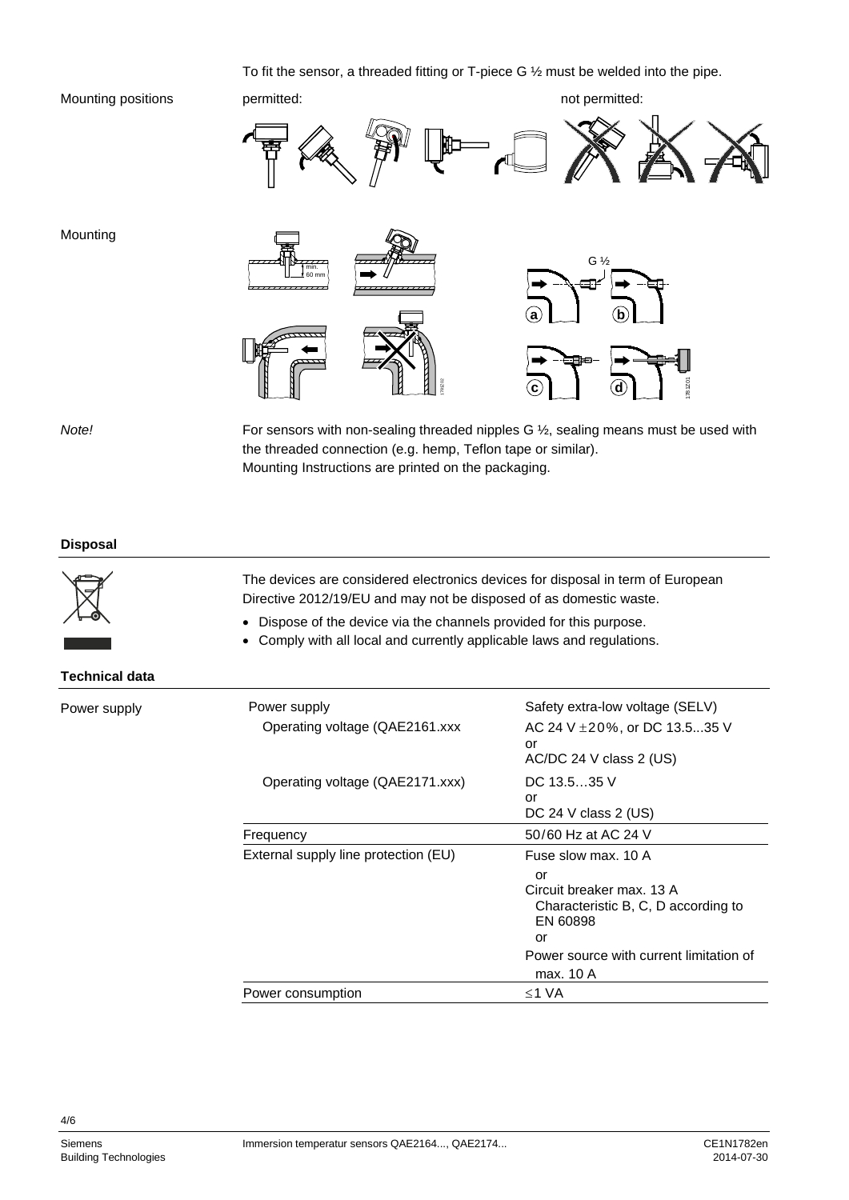To fit the sensor, a threaded fitting or T-piece G ½ must be welded into the pipe.

Mounting positions

permitted: not permitted:

Mounting

*Note!*

For sensors with non-sealing threaded nipples G ½, sealing means must be used with the threaded connection (e.g. hemp, Teflon tape or similar).
Mounting Instructions are printed on the packaging.

## Disposal

The devices are considered electronics devices for disposal in term of European Directive 2012/19/EU and may not be disposed of as domestic waste.

- Dispose of the device via the channels provided for this purpose.
- Comply with all local and currently applicable laws and regulations.

## Technical data

Power supply

| | |
|---|---|
| Power supply | Safety extra-low voltage (SELV) |
| Operating voltage (QAE2161.xxx | AC 24 V ±20%, or DC 13.5...35 V<br>or<br>AC/DC 24 V class 2 (US) |
| Operating voltage (QAE2171.xxx) | DC 13.5…35 V<br>or<br>DC 24 V class 2 (US) |
| Frequency | 50/60 Hz at AC 24 V |
| External supply line protection (EU) | Fuse slow max. 10 A<br>or<br>Circuit breaker max. 13 A<br>Characteristic B, C, D according to EN 60898<br>or<br>Power source with current limitation of max. 10 A |
| Power consumption | ≤1 VA |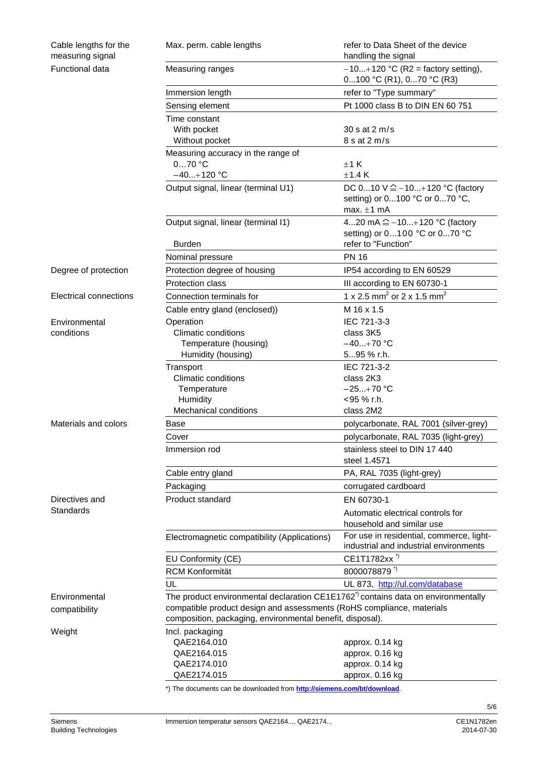| | | |
|---|---|---|
| Cable lengths for the measuring signal | Max. perm. cable lengths | refer to Data Sheet of the device handling the signal |
| Functional data | Measuring ranges | −10...+120 °C (R2 = factory setting), 0...100 °C (R1), 0...70 °C (R3) |
| | Immersion length | refer to "Type summary" |
| | Sensing element | Pt 1000 class B to DIN EN 60 751 |
| | Time constant<br>With pocket<br>Without pocket | <br>30 s at 2 m/s<br>8 s at 2 m/s |
| | Measuring accuracy in the range of<br>0…70 °C<br>−40...+120 °C | <br>±1 K<br>±1.4 K |
| | Output signal, linear (terminal U1) | DC 0...10 V ≙ −10...+120 °C (factory setting) or 0...100 °C or 0...70 °C, max. ±1 mA |
| | Output signal, linear (terminal I1)<br><br>Burden | 4...20 mA ≙ −10...+120 °C (factory setting) or 0...100 °C or 0...70 °C<br>refer to "Function" |
| | Nominal pressure | PN 16 |
| Degree of protection | Protection degree of housing | IP54 according to EN 60529 |
| | Protection class | III according to EN 60730-1 |
| Electrical connections | Connection terminals for | 1 x 2.5 mm² or 2 x 1.5 mm² |
| | Cable entry gland (enclosed)) | M 16 x 1.5 |
| Environmental conditions | Operation<br>Climatic conditions<br>Temperature (housing)<br>Humidity (housing) | IEC 721-3-3<br>class 3K5<br>−40...+70 °C<br>5...95 % r.h. |
| | Transport<br>Climatic conditions<br>Temperature<br>Humidity<br>Mechanical conditions | IEC 721-3-2<br>class 2K3<br>−25...+70 °C<br><95 % r.h.<br>class 2M2 |
| Materials and colors | Base | polycarbonate, RAL 7001 (silver-grey) |
| | Cover | polycarbonate, RAL 7035 (light-grey) |
| | Immersion rod | stainless steel to DIN 17 440<br>steel 1.4571 |
| | Cable entry gland | PA, RAL 7035 (light-grey) |
| | Packaging | corrugated cardboard |
| Directives and Standards | Product standard | EN 60730-1<br>Automatic electrical controls for household and similar use |
| | Electromagnetic compatibility (Applications) | For use in residential, commerce, light-industrial and industrial environments |
| | EU Conformity (CE) | CE1T1782xx *) |
| | RCM Konformität | 8000078879 *) |
| | UL | UL 873, http://ul.com/database |
| Environmental compatibility | The product environmental declaration CE1E1762*) contains data on environmentally compatible product design and assessments (RoHS compliance, materials composition, packaging, environmental benefit, disposal). | |
| Weight | Incl. packaging<br>QAE2164.010<br>QAE2164.015<br>QAE2174.010<br>QAE2174.015 | <br>approx. 0.14 kg<br>approx. 0.16 kg<br>approx. 0.14 kg<br>approx. 0.16 kg |

*) The documents can be downloaded from **http://siemens.com/bt/download**.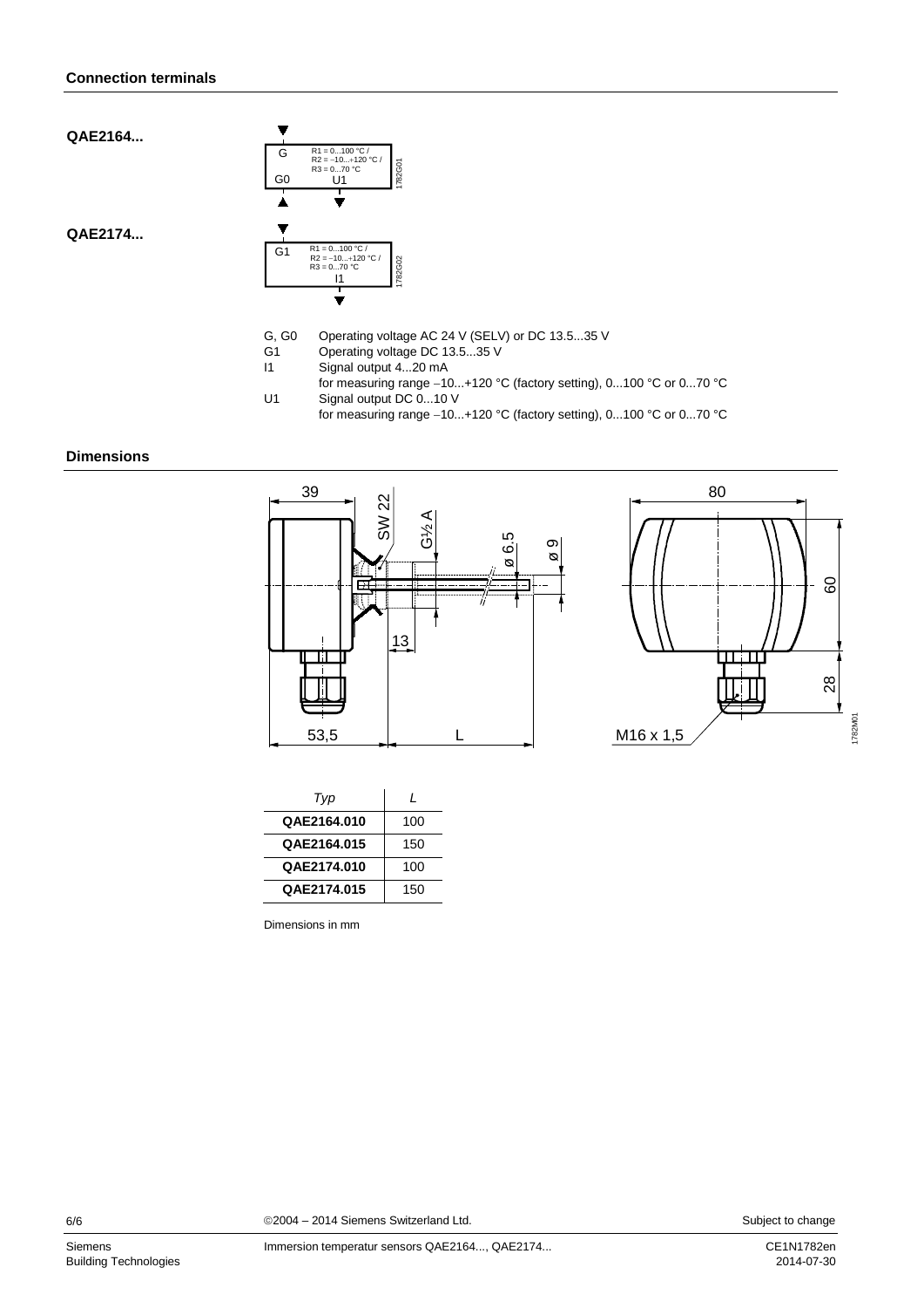## Connection terminals

**QAE2164...**

G
G0
R1 = 0...100 °C /
R2 = −10...+120 °C /
R3 = 0...70 °C
U1
1782G01

**QAE2174...**

G1
R1 = 0...100 °C /
R2 = −10...+120 °C /
R3 = 0...70 °C
I1
1782G02

| | |
|---|---|
| G, G0 | Operating voltage AC 24 V (SELV) or DC 13.5...35 V |
| G1 | Operating voltage DC 13.5...35 V |
| I1 | Signal output 4...20 mA<br>for measuring range −10...+120 °C (factory setting), 0...100 °C or 0...70 °C |
| U1 | Signal output DC 0...10 V<br>for measuring range −10...+120 °C (factory setting), 0...100 °C or 0...70 °C |

## Dimensions

39
SW 22
G½ A
ø 6.5
ø 9
13
53,5
L
80
60
28
M16 x 1,5
1782M01

| *Typ* | *L* |
|---|---|
| **QAE2164.010** | 100 |
| **QAE2164.015** | 150 |
| **QAE2174.010** | 100 |
| **QAE2174.015** | 150 |

Dimensions in mm